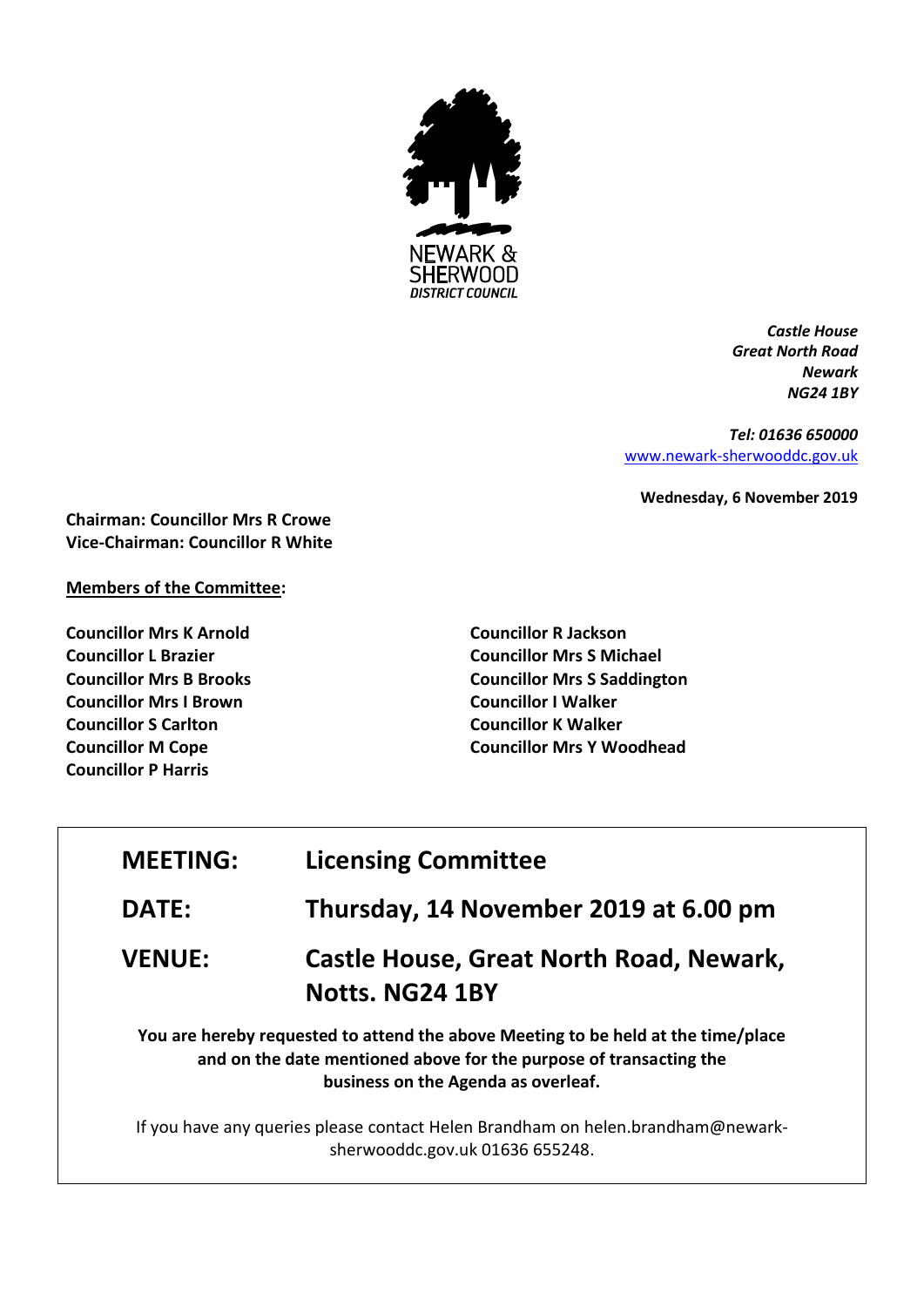NEWARK & SHERWOOD DISTRICT COUNCIL

*Castle House*
*Great North Road*
*Newark*
*NG24 1BY*

*Tel: 01636 650000*
www.newark-sherwooddc.gov.uk

**Wednesday, 6 November 2019**

**Chairman: Councillor Mrs R Crowe**
**Vice-Chairman: Councillor R White**

**Members of the Committee:**

**Councillor Mrs K Arnold**
**Councillor L Brazier**
**Councillor Mrs B Brooks**
**Councillor Mrs I Brown**
**Councillor S Carlton**
**Councillor M Cope**
**Councillor P Harris**
**Councillor R Jackson**
**Councillor Mrs S Michael**
**Councillor Mrs S Saddington**
**Councillor I Walker**
**Councillor K Walker**
**Councillor Mrs Y Woodhead**

| | |
|---|---|
| **MEETING:** | **Licensing Committee** |
| **DATE:** | **Thursday, 14 November 2019 at 6.00 pm** |
| **VENUE:** | **Castle House, Great North Road, Newark, Notts. NG24 1BY** |

**You are hereby requested to attend the above Meeting to be held at the time/place and on the date mentioned above for the purpose of transacting the business on the Agenda as overleaf.**

If you have any queries please contact Helen Brandham on helen.brandham@newark-sherwooddc.gov.uk 01636 655248.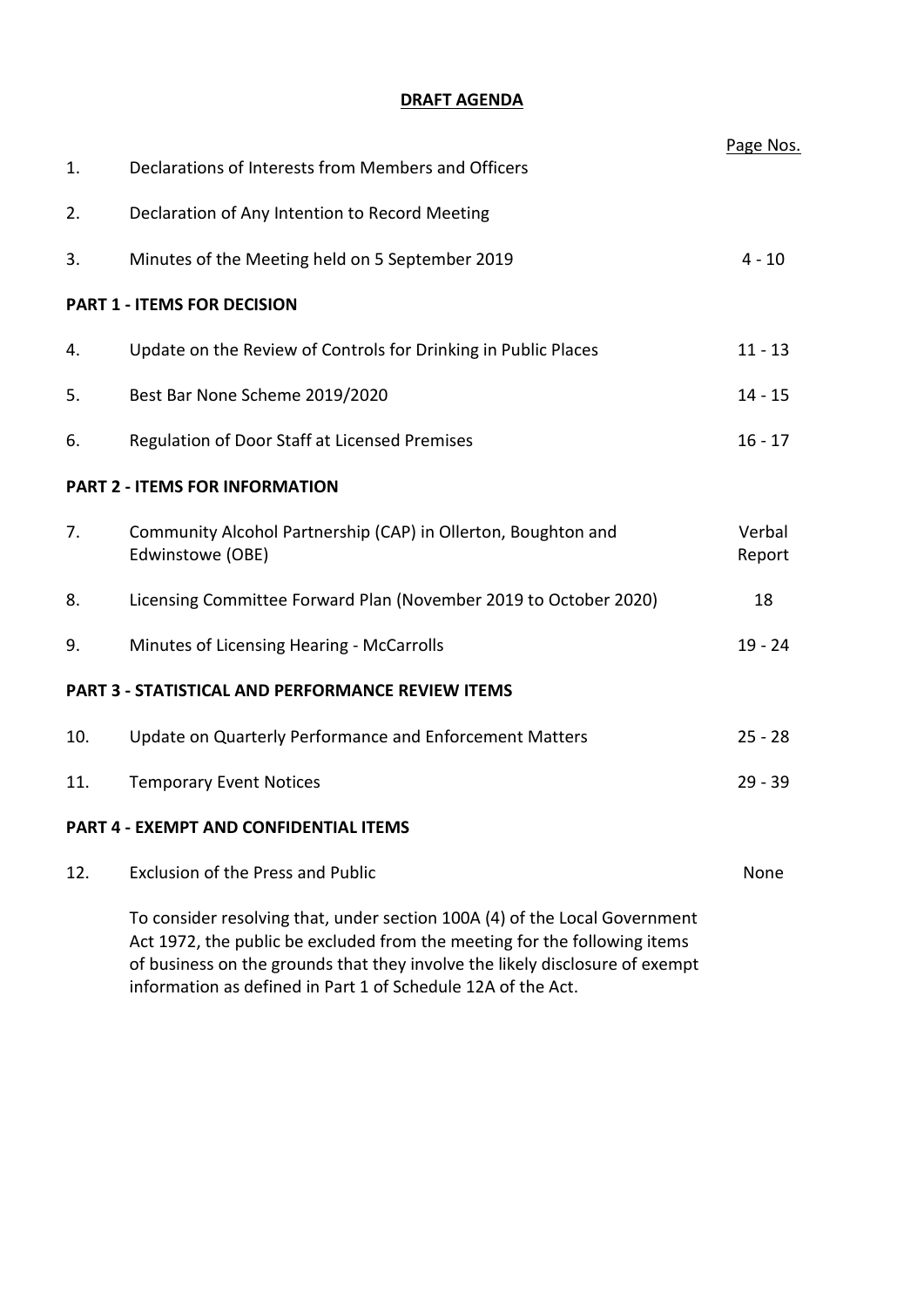**DRAFT AGENDA**

| | | Page Nos. |
|---|---|---|
| 1. | Declarations of Interests from Members and Officers | |
| 2. | Declaration of Any Intention to Record Meeting | |
| 3. | Minutes of the Meeting held on 5 September 2019 | 4 - 10 |
| **PART 1 - ITEMS FOR DECISION** | | |
| 4. | Update on the Review of Controls for Drinking in Public Places | 11 - 13 |
| 5. | Best Bar None Scheme 2019/2020 | 14 - 15 |
| 6. | Regulation of Door Staff at Licensed Premises | 16 - 17 |
| **PART 2 - ITEMS FOR INFORMATION** | | |
| 7. | Community Alcohol Partnership (CAP) in Ollerton, Boughton and Edwinstowe (OBE) | Verbal Report |
| 8. | Licensing Committee Forward Plan (November 2019 to October 2020) | 18 |
| 9. | Minutes of Licensing Hearing - McCarrolls | 19 - 24 |
| **PART 3 - STATISTICAL AND PERFORMANCE REVIEW ITEMS** | | |
| 10. | Update on Quarterly Performance and Enforcement Matters | 25 - 28 |
| 11. | Temporary Event Notices | 29 - 39 |
| **PART 4 - EXEMPT AND CONFIDENTIAL ITEMS** | | |
| 12. | Exclusion of the Press and Public | None |

To consider resolving that, under section 100A (4) of the Local Government Act 1972, the public be excluded from the meeting for the following items of business on the grounds that they involve the likely disclosure of exempt information as defined in Part 1 of Schedule 12A of the Act.